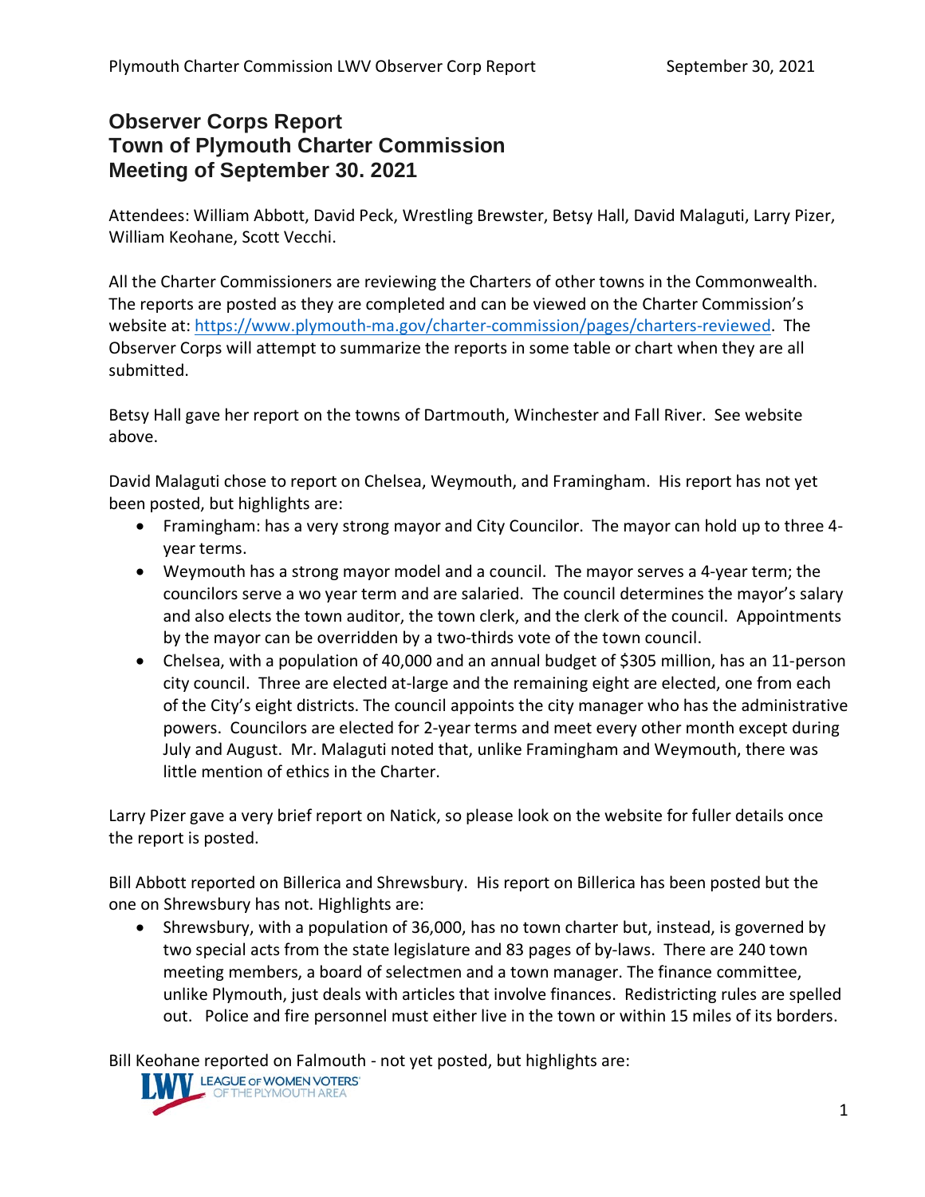# Observer Corps Report
# Town of Plymouth Charter Commission
# Meeting of September 30. 2021

Attendees: William Abbott, David Peck, Wrestling Brewster, Betsy Hall, David Malaguti, Larry Pizer, William Keohane, Scott Vecchi.

All the Charter Commissioners are reviewing the Charters of other towns in the Commonwealth. The reports are posted as they are completed and can be viewed on the Charter Commission's website at: https://www.plymouth-ma.gov/charter-commission/pages/charters-reviewed. The Observer Corps will attempt to summarize the reports in some table or chart when they are all submitted.

Betsy Hall gave her report on the towns of Dartmouth, Winchester and Fall River. See website above.

David Malaguti chose to report on Chelsea, Weymouth, and Framingham. His report has not yet been posted, but highlights are:

- Framingham: has a very strong mayor and City Councilor. The mayor can hold up to three 4-year terms.
- Weymouth has a strong mayor model and a council. The mayor serves a 4-year term; the councilors serve a wo year term and are salaried. The council determines the mayor's salary and also elects the town auditor, the town clerk, and the clerk of the council. Appointments by the mayor can be overridden by a two-thirds vote of the town council.
- Chelsea, with a population of 40,000 and an annual budget of $305 million, has an 11-person city council. Three are elected at-large and the remaining eight are elected, one from each of the City's eight districts. The council appoints the city manager who has the administrative powers. Councilors are elected for 2-year terms and meet every other month except during July and August. Mr. Malaguti noted that, unlike Framingham and Weymouth, there was little mention of ethics in the Charter.

Larry Pizer gave a very brief report on Natick, so please look on the website for fuller details once the report is posted.

Bill Abbott reported on Billerica and Shrewsbury. His report on Billerica has been posted but the one on Shrewsbury has not. Highlights are:

- Shrewsbury, with a population of 36,000, has no town charter but, instead, is governed by two special acts from the state legislature and 83 pages of by-laws. There are 240 town meeting members, a board of selectmen and a town manager. The finance committee, unlike Plymouth, just deals with articles that involve finances. Redistricting rules are spelled out. Police and fire personnel must either live in the town or within 15 miles of its borders.

Bill Keohane reported on Falmouth - not yet posted, but highlights are: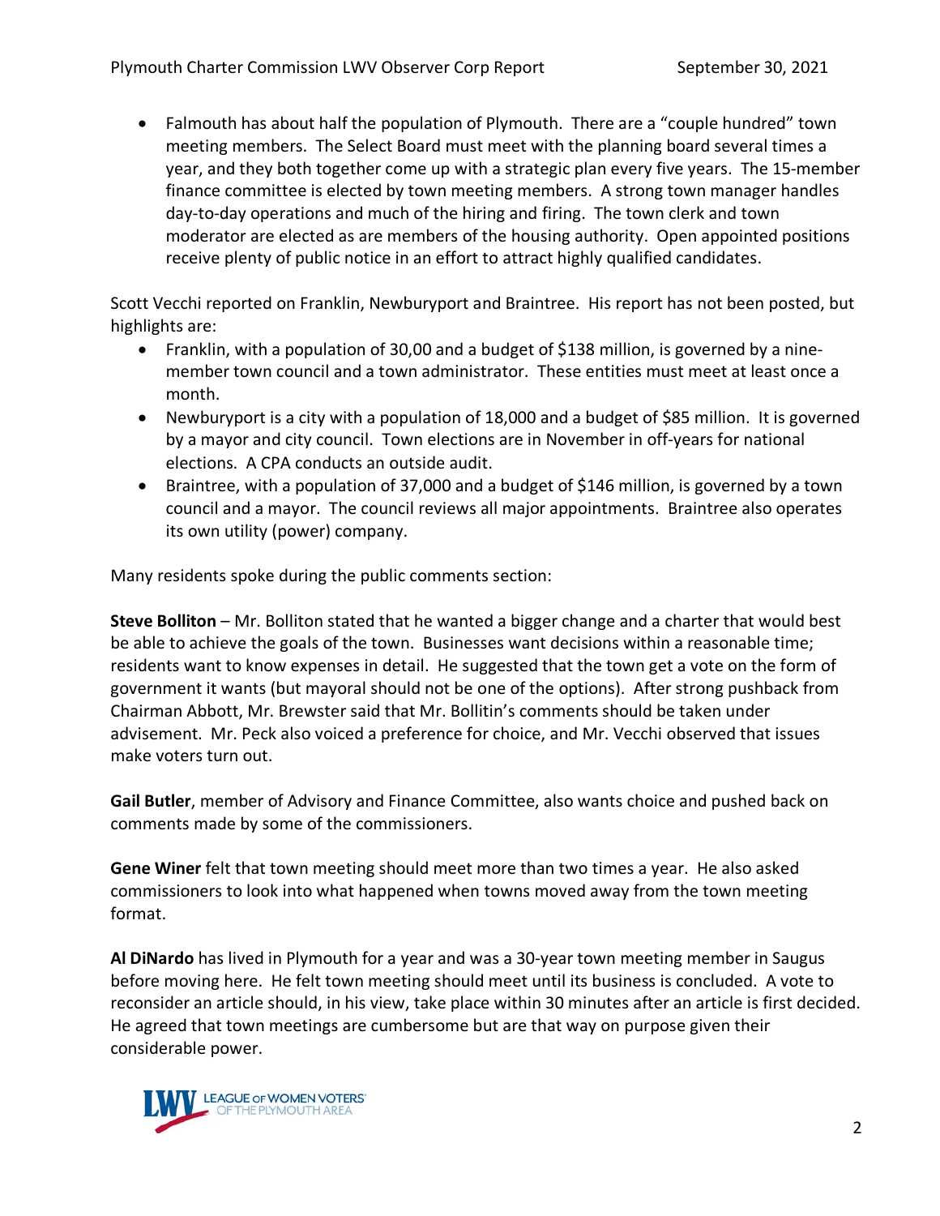- Falmouth has about half the population of Plymouth. There are a "couple hundred" town meeting members. The Select Board must meet with the planning board several times a year, and they both together come up with a strategic plan every five years. The 15-member finance committee is elected by town meeting members. A strong town manager handles day-to-day operations and much of the hiring and firing. The town clerk and town moderator are elected as are members of the housing authority. Open appointed positions receive plenty of public notice in an effort to attract highly qualified candidates.

Scott Vecchi reported on Franklin, Newburyport and Braintree. His report has not been posted, but highlights are:

- Franklin, with a population of 30,00 and a budget of $138 million, is governed by a nine-member town council and a town administrator. These entities must meet at least once a month.
- Newburyport is a city with a population of 18,000 and a budget of $85 million. It is governed by a mayor and city council. Town elections are in November in off-years for national elections. A CPA conducts an outside audit.
- Braintree, with a population of 37,000 and a budget of $146 million, is governed by a town council and a mayor. The council reviews all major appointments. Braintree also operates its own utility (power) company.

Many residents spoke during the public comments section:

**Steve Bolliton** – Mr. Bolliton stated that he wanted a bigger change and a charter that would best be able to achieve the goals of the town. Businesses want decisions within a reasonable time; residents want to know expenses in detail. He suggested that the town get a vote on the form of government it wants (but mayoral should not be one of the options). After strong pushback from Chairman Abbott, Mr. Brewster said that Mr. Bollitin's comments should be taken under advisement. Mr. Peck also voiced a preference for choice, and Mr. Vecchi observed that issues make voters turn out.

**Gail Butler**, member of Advisory and Finance Committee, also wants choice and pushed back on comments made by some of the commissioners.

**Gene Winer** felt that town meeting should meet more than two times a year. He also asked commissioners to look into what happened when towns moved away from the town meeting format.

**Al DiNardo** has lived in Plymouth for a year and was a 30-year town meeting member in Saugus before moving here. He felt town meeting should meet until its business is concluded. A vote to reconsider an article should, in his view, take place within 30 minutes after an article is first decided. He agreed that town meetings are cumbersome but are that way on purpose given their considerable power.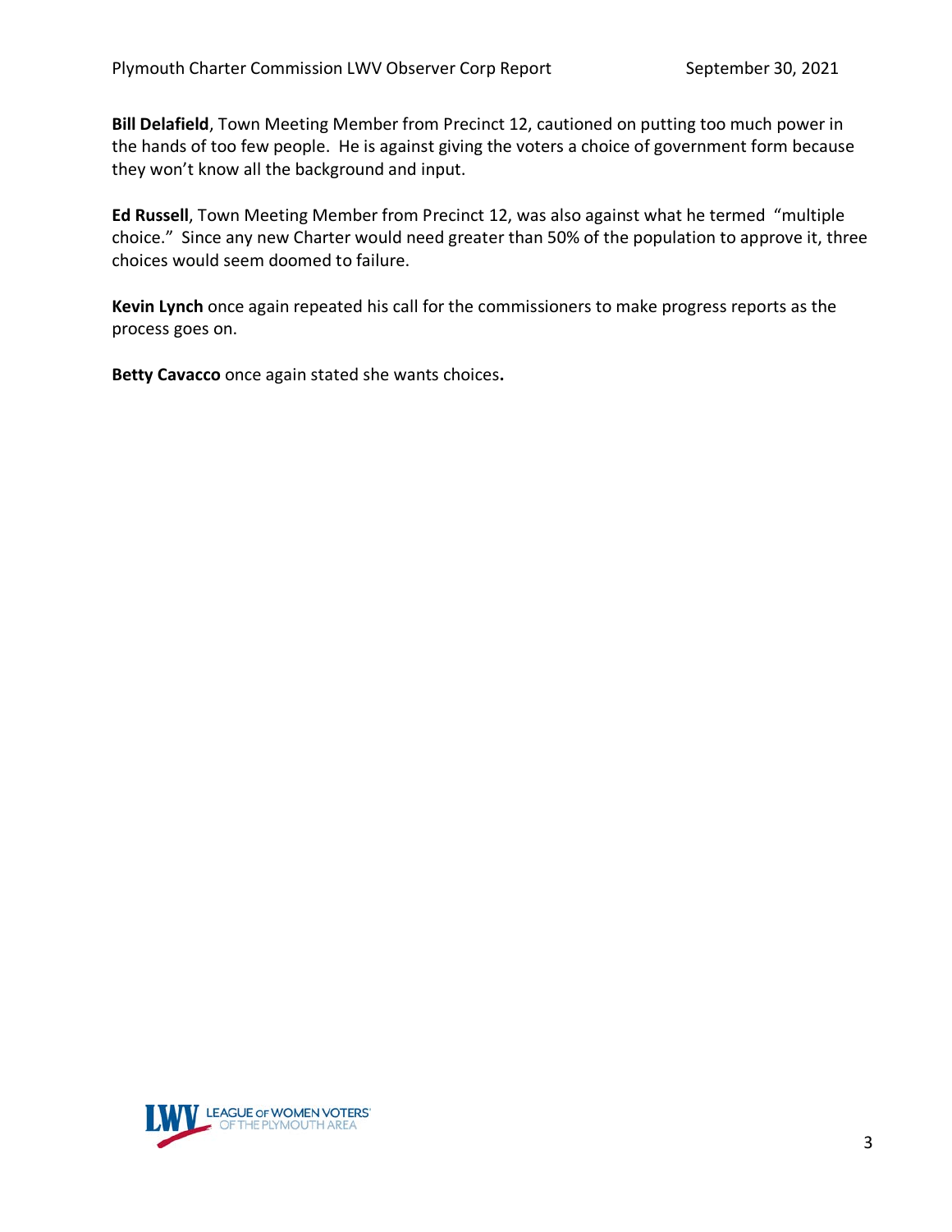**Bill Delafield**, Town Meeting Member from Precinct 12, cautioned on putting too much power in the hands of too few people. He is against giving the voters a choice of government form because they won't know all the background and input.

**Ed Russell**, Town Meeting Member from Precinct 12, was also against what he termed "multiple choice." Since any new Charter would need greater than 50% of the population to approve it, three choices would seem doomed to failure.

**Kevin Lynch** once again repeated his call for the commissioners to make progress reports as the process goes on.

**Betty Cavacco** once again stated she wants choices**.**